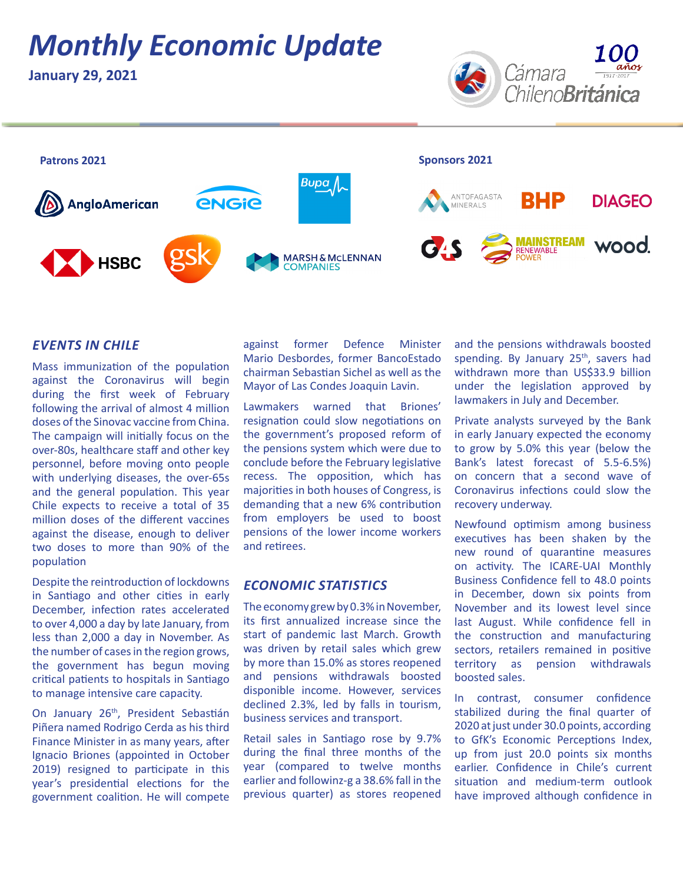# Monthly Economic Update

**January 29, 2021**

Cámara ChilenoBritánica — 100 años 1917-2017

**Patrons 2021**

AngloAmerican, ENGIE, Bupa, HSBC, gsk, MARSH & McLENNAN COMPANIES

**Sponsors 2021**

ANTOFAGASTA MINERALS, BHP, DIAGEO, G4S, MAINSTREAM RENEWABLE POWER, wood.

## EVENTS IN CHILE

Mass immunization of the population against the Coronavirus will begin during the first week of February following the arrival of almost 4 million doses of the Sinovac vaccine from China. The campaign will initially focus on the over-80s, healthcare staff and other key personnel, before moving onto people with underlying diseases, the over-65s and the general population. This year Chile expects to receive a total of 35 million doses of the different vaccines against the disease, enough to deliver two doses to more than 90% of the population

Despite the reintroduction of lockdowns in Santiago and other cities in early December, infection rates accelerated to over 4,000 a day by late January, from less than 2,000 a day in November. As the number of cases in the region grows, the government has begun moving critical patients to hospitals in Santiago to manage intensive care capacity.

On January 26th, President Sebastián Piñera named Rodrigo Cerda as his third Finance Minister in as many years, after Ignacio Briones (appointed in October 2019) resigned to participate in this year's presidential elections for the government coalition. He will compete against former Defence Minister Mario Desbordes, former BancoEstado chairman Sebastian Sichel as well as the Mayor of Las Condes Joaquin Lavin.

Lawmakers warned that Briones' resignation could slow negotiations on the government's proposed reform of the pensions system which were due to conclude before the February legislative recess. The opposition, which has majorities in both houses of Congress, is demanding that a new 6% contribution from employers be used to boost pensions of the lower income workers and retirees.

## ECONOMIC STATISTICS

The economy grew by 0.3% in November, its first annualized increase since the start of pandemic last March. Growth was driven by retail sales which grew by more than 15.0% as stores reopened and pensions withdrawals boosted disponible income. However, services declined 2.3%, led by falls in tourism, business services and transport.

Retail sales in Santiago rose by 9.7% during the final three months of the year (compared to twelve months earlier and followinz-g a 38.6% fall in the previous quarter) as stores reopened and the pensions withdrawals boosted spending. By January 25th, savers had withdrawn more than US$33.9 billion under the legislation approved by lawmakers in July and December.

Private analysts surveyed by the Bank in early January expected the economy to grow by 5.0% this year (below the Bank's latest forecast of 5.5-6.5%) on concern that a second wave of Coronavirus infections could slow the recovery underway.

Newfound optimism among business executives has been shaken by the new round of quarantine measures on activity. The ICARE-UAI Monthly Business Confidence fell to 48.0 points in December, down six points from November and its lowest level since last August. While confidence fell in the construction and manufacturing sectors, retailers remained in positive territory as pension withdrawals boosted sales.

In contrast, consumer confidence stabilized during the final quarter of 2020 at just under 30.0 points, according to GfK's Economic Perceptions Index, up from just 20.0 points six months earlier. Confidence in Chile's current situation and medium-term outlook have improved although confidence in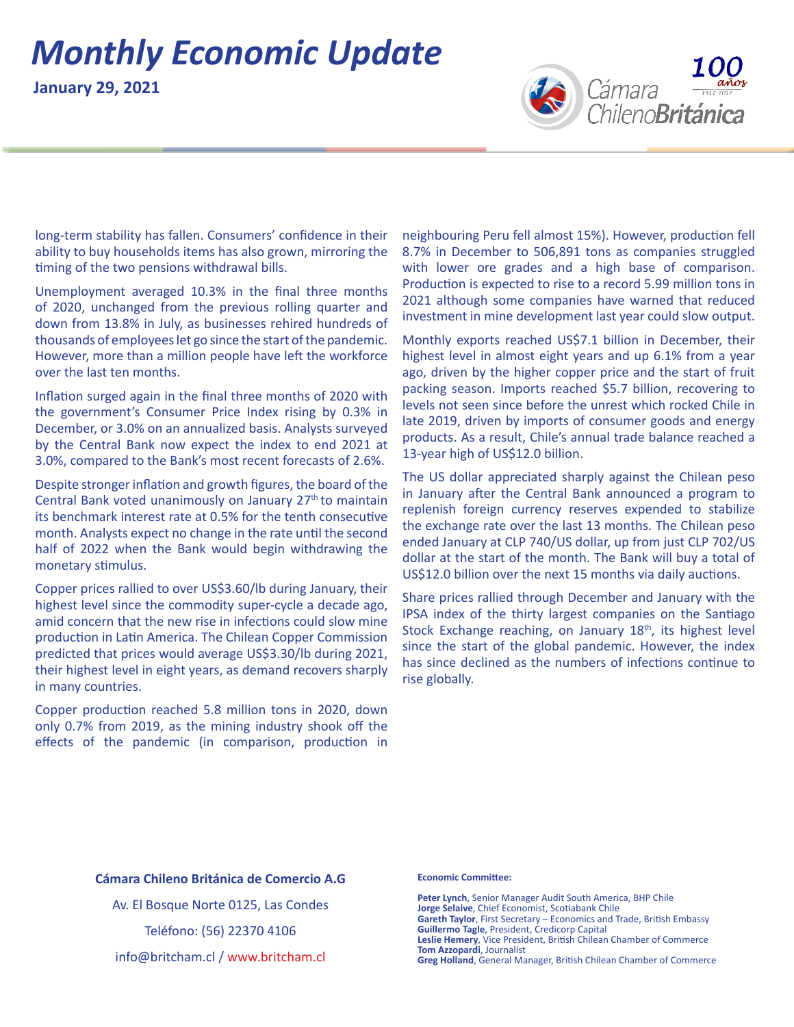# Monthly Economic Update

**January 29, 2021**

long-term stability has fallen. Consumers' confidence in their ability to buy households items has also grown, mirroring the timing of the two pensions withdrawal bills.

Unemployment averaged 10.3% in the final three months of 2020, unchanged from the previous rolling quarter and down from 13.8% in July, as businesses rehired hundreds of thousands of employees let go since the start of the pandemic. However, more than a million people have left the workforce over the last ten months.

Inflation surged again in the final three months of 2020 with the government's Consumer Price Index rising by 0.3% in December, or 3.0% on an annualized basis. Analysts surveyed by the Central Bank now expect the index to end 2021 at 3.0%, compared to the Bank's most recent forecasts of 2.6%.

Despite stronger inflation and growth figures, the board of the Central Bank voted unanimously on January 27th to maintain its benchmark interest rate at 0.5% for the tenth consecutive month. Analysts expect no change in the rate until the second half of 2022 when the Bank would begin withdrawing the monetary stimulus.

Copper prices rallied to over US$3.60/lb during January, their highest level since the commodity super-cycle a decade ago, amid concern that the new rise in infections could slow mine production in Latin America. The Chilean Copper Commission predicted that prices would average US$3.30/lb during 2021, their highest level in eight years, as demand recovers sharply in many countries.

Copper production reached 5.8 million tons in 2020, down only 0.7% from 2019, as the mining industry shook off the effects of the pandemic (in comparison, production in neighbouring Peru fell almost 15%). However, production fell 8.7% in December to 506,891 tons as companies struggled with lower ore grades and a high base of comparison. Production is expected to rise to a record 5.99 million tons in 2021 although some companies have warned that reduced investment in mine development last year could slow output.

Monthly exports reached US$7.1 billion in December, their highest level in almost eight years and up 6.1% from a year ago, driven by the higher copper price and the start of fruit packing season. Imports reached $5.7 billion, recovering to levels not seen since before the unrest which rocked Chile in late 2019, driven by imports of consumer goods and energy products. As a result, Chile's annual trade balance reached a 13-year high of US$12.0 billion.

The US dollar appreciated sharply against the Chilean peso in January after the Central Bank announced a program to replenish foreign currency reserves expended to stabilize the exchange rate over the last 13 months. The Chilean peso ended January at CLP 740/US dollar, up from just CLP 702/US dollar at the start of the month. The Bank will buy a total of US$12.0 billion over the next 15 months via daily auctions.

Share prices rallied through December and January with the IPSA index of the thirty largest companies on the Santiago Stock Exchange reaching, on January 18th, its highest level since the start of the global pandemic. However, the index has since declined as the numbers of infections continue to rise globally.

**Cámara Chileno Británica de Comercio A.G**

Av. El Bosque Norte 0125, Las Condes

Teléfono: (56) 22370 4106

info@britcham.cl / www.britcham.cl

**Economic Committee:**

**Peter Lynch**, Senior Manager Audit South America, BHP Chile
**Jorge Selaive**, Chief Economist, Scotiabank Chile
**Gareth Taylor**, First Secretary – Economics and Trade, British Embassy
**Guillermo Tagle**, President, Credicorp Capital
**Leslie Hemery**, Vice President, British Chilean Chamber of Commerce
**Tom Azzopardi**, Journalist
**Greg Holland**, General Manager, British Chilean Chamber of Commerce